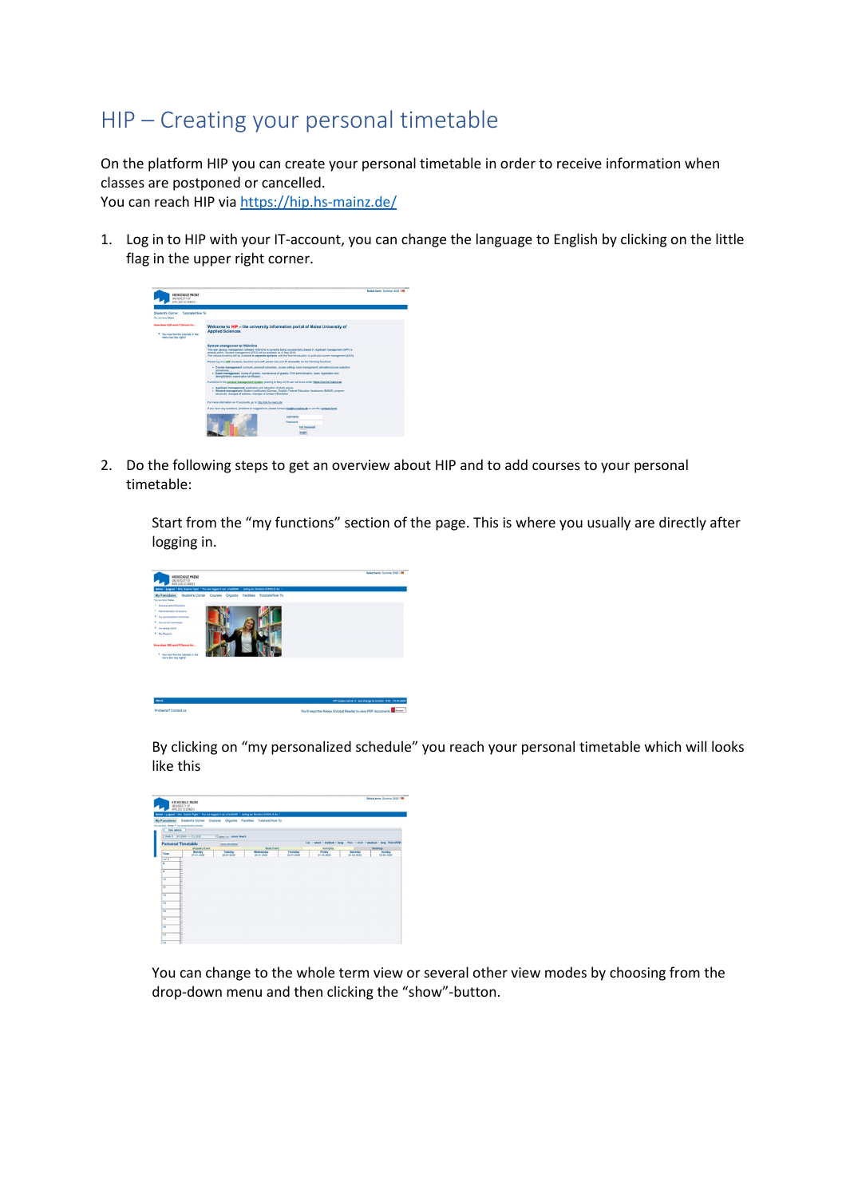# HIP – Creating your personal timetable

On the platform HIP you can create your personal timetable in order to receive information when classes are postponed or cancelled.
You can reach HIP via https://hip.hs-mainz.de/

1. Log in to HIP with your IT-account, you can change the language to English by clicking on the little flag in the upper right corner.

2. Do the following steps to get an overview about HIP and to add courses to your personal timetable:

   Start from the "my functions" section of the page. This is where you usually are directly after logging in.

   By clicking on "my personalized schedule" you reach your personal timetable which will looks like this

   You can change to the whole term view or several other view modes by choosing from the drop-down menu and then clicking the "show"-button.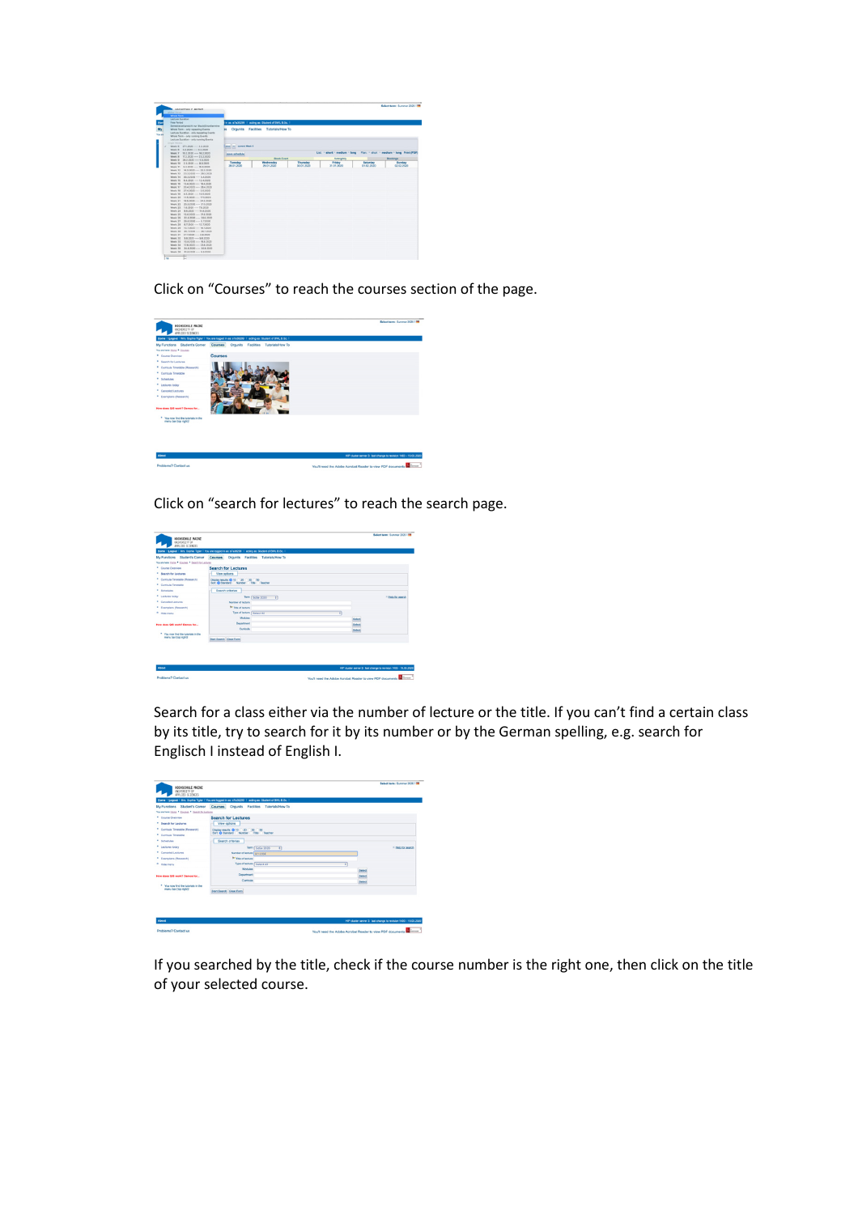Click on “Courses” to reach the courses section of the page.

Click on “search for lectures” to reach the search page.

Search for a class either via the number of lecture or the title. If you can’t find a certain class by its title, try to search for it by its number or by the German spelling, e.g. search for Englisch I instead of English I.

If you searched by the title, check if the course number is the right one, then click on the title of your selected course.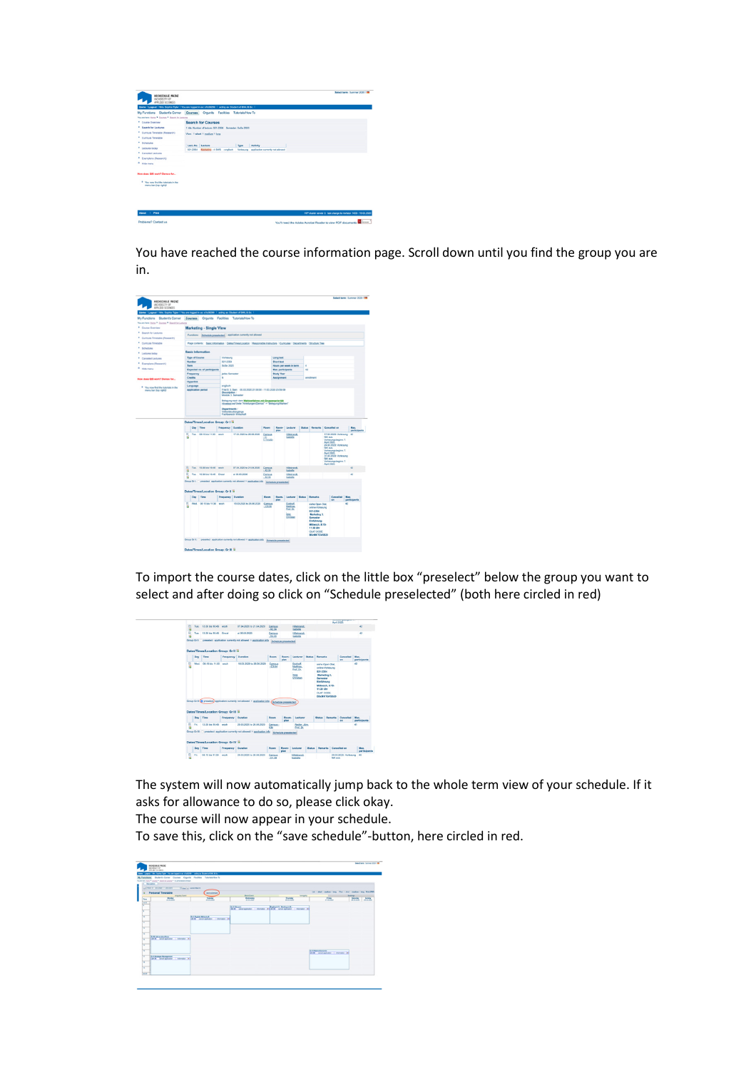You have reached the course information page. Scroll down until you find the group you are in.

To import the course dates, click on the little box “preselect” below the group you want to select and after doing so click on “Schedule preselected” (both here circled in red)

The system will now automatically jump back to the whole term view of your schedule. If it asks for allowance to do so, please click okay.
The course will now appear in your schedule.
To save this, click on the “save schedule”-button, here circled in red.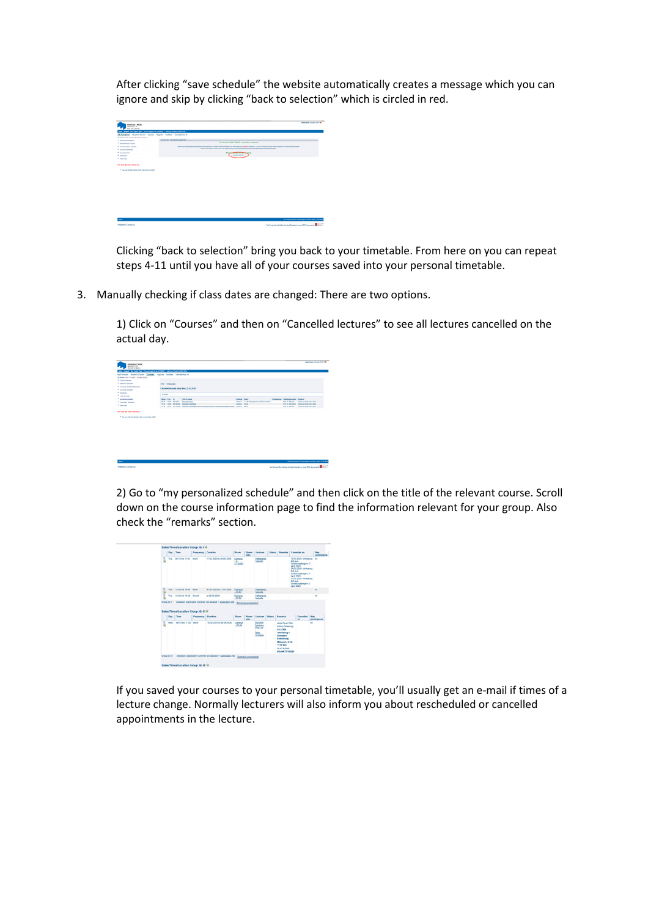After clicking "save schedule" the website automatically creates a message which you can ignore and skip by clicking "back to selection" which is circled in red.

Clicking "back to selection" bring you back to your timetable. From here on you can repeat steps 4-11 until you have all of your courses saved into your personal timetable.

3. Manually checking if class dates are changed: There are two options.

   1) Click on "Courses" and then on "Cancelled lectures" to see all lectures cancelled on the actual day.

   2) Go to "my personalized schedule" and then click on the title of the relevant course. Scroll down on the course information page to find the information relevant for your group. Also check the "remarks" section.

   If you saved your courses to your personal timetable, you'll usually get an e-mail if times of a lecture change. Normally lecturers will also inform you about rescheduled or cancelled appointments in the lecture.